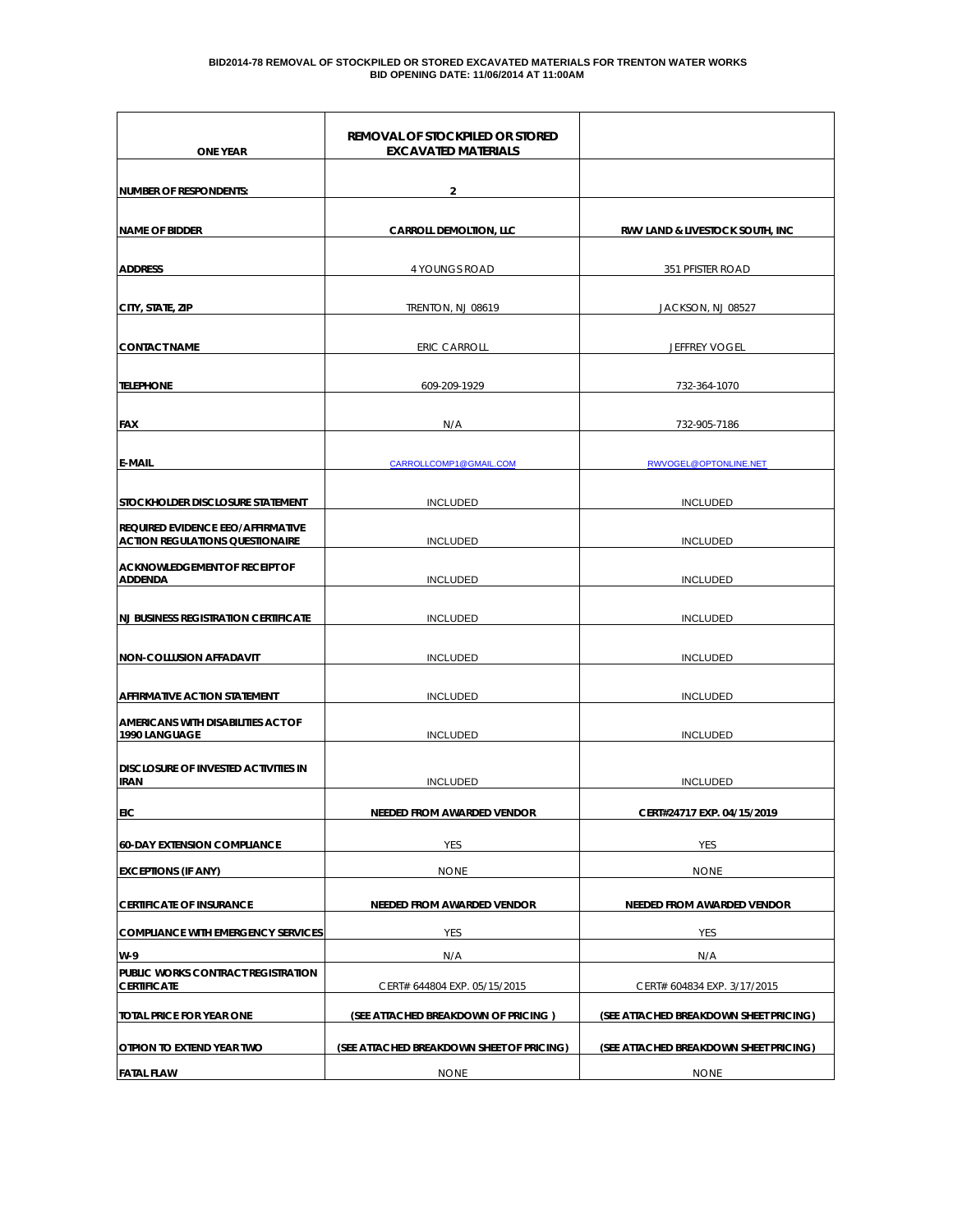**BID2014-78 REMOVAL OF STOCKPILED OR STORED EXCAVATED MATERIALS FOR TRENTON WATER WORKS**
**BID OPENING DATE: 11/06/2014 AT 11:00AM**

| ONE YEAR | REMOVAL OF STOCKPILED OR STORED EXCAVATED MATERIALS | |
|---|---|---|
| NUMBER OF RESPONDENTS: | 2 | |
| NAME OF BIDDER | CARROLL DEMOLTION, LLC | RWV LAND & LIVESTOCK SOUTH, INC |
| ADDRESS | 4 YOUNGS ROAD | 351 PFISTER ROAD |
| CITY, STATE, ZIP | TRENTON, NJ 08619 | JACKSON, NJ 08527 |
| CONTACT NAME | ERIC CARROLL | JEFFREY VOGEL |
| TELEPHONE | 609-209-1929 | 732-364-1070 |
| FAX | N/A | 732-905-7186 |
| E-MAIL | CARROLLCOMP1@GMAIL.COM | RWVOGEL@OPTONLINE.NET |
| STOCKHOLDER DISCLOSURE STATEMENT | INCLUDED | INCLUDED |
| REQUIRED EVIDENCE EEO/AFFIRMATIVE ACTION REGULATIONS QUESTIONAIRE | INCLUDED | INCLUDED |
| ACKNOWLEDGEMENT OF RECEIPT OF ADDENDA | INCLUDED | INCLUDED |
| NJ BUSINESS REGISTRATION CERTIFICATE | INCLUDED | INCLUDED |
| NON-COLLUSION AFFADAVIT | INCLUDED | INCLUDED |
| AFFIRMATIVE ACTION STATEMENT | INCLUDED | INCLUDED |
| AMERICANS WITH DISABILITIES ACT OF 1990 LANGUAGE | INCLUDED | INCLUDED |
| DISCLOSURE OF INVESTED ACTIVITIES IN IRAN | INCLUDED | INCLUDED |
| EIC | NEEDED FROM AWARDED VENDOR | CERT#24717 EXP. 04/15/2019 |
| 60-DAY EXTENSION COMPLIANCE | YES | YES |
| EXCEPTIONS (IF ANY) | NONE | NONE |
| CERTIFICATE OF INSURANCE | NEEDED FROM AWARDED VENDOR | NEEDED FROM AWARDED VENDOR |
| COMPLIANCE WITH EMERGENCY SERVICES | YES | YES |
| W-9 | N/A | N/A |
| PUBLIC WORKS CONTRACT REGISTRATION CERTIFICATE | CERT# 644804 EXP. 05/15/2015 | CERT# 604834 EXP. 3/17/2015 |
| TOTAL PRICE FOR YEAR ONE | (SEE ATTACHED BREAKDOWN OF PRICING ) | (SEE ATTACHED BREAKDOWN SHEET PRICING) |
| OTPION TO EXTEND YEAR TWO | (SEE ATTACHED BREAKDOWN SHEET OF PRICING) | (SEE ATTACHED BREAKDOWN SHEET PRICING) |
| FATAL FLAW | NONE | NONE |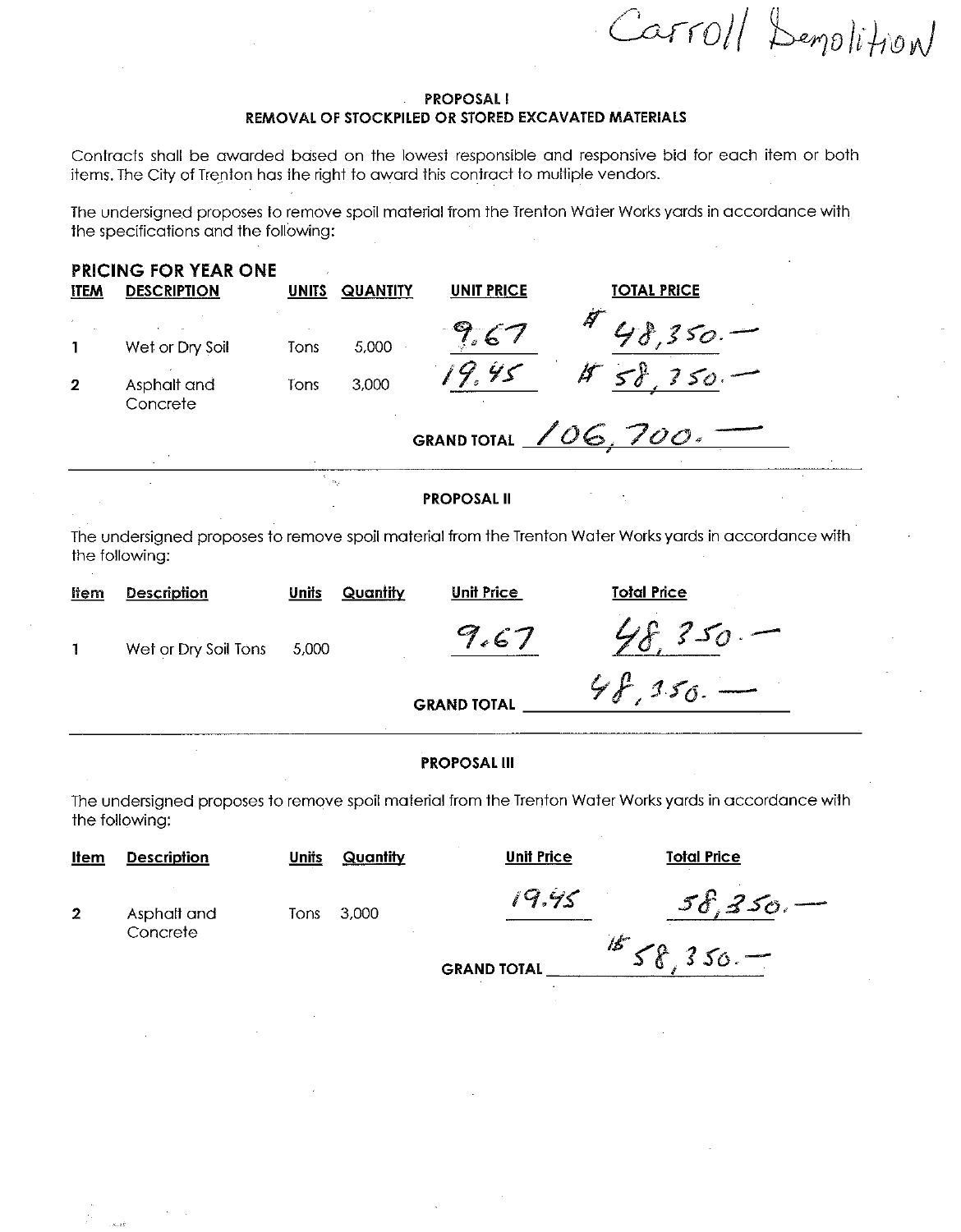Carroll Demolition

**PROPOSAL I**

**REMOVAL OF STOCKPILED OR STORED EXCAVATED MATERIALS**

Contracts shall be awarded based on the lowest responsible and responsive bid for each item or both items. The City of Trenton has the right to award this contract to multiple vendors.

The undersigned proposes to remove spoil material from the Trenton Water Works yards in accordance with the specifications and the following:

**PRICING FOR YEAR ONE**

| ITEM | DESCRIPTION | UNITS | QUANTITY | UNIT PRICE | TOTAL PRICE |
|---|---|---|---|---|---|
| 1 | Wet or Dry Soil | Tons | 5,000 | 9.67 | $ 48,350.— |
| 2 | Asphalt and Concrete | Tons | 3,000 | 19.45 | $ 58,350.— |
| | | | | GRAND TOTAL | 106,700.— |

**PROPOSAL II**

The undersigned proposes to remove spoil material from the Trenton Water Works yards in accordance with the following:

| Item | Description | Units | Quantity | Unit Price | Total Price |
|---|---|---|---|---|---|
| 1 | Wet or Dry Soil | Tons | 5,000 | 9.67 | 48,350.— |
| | | | | GRAND TOTAL | 48,350.— |

**PROPOSAL III**

The undersigned proposes to remove spoil material from the Trenton Water Works yards in accordance with the following:

| Item | Description | Units | Quantity | Unit Price | Total Price |
|---|---|---|---|---|---|
| 2 | Asphalt and Concrete | Tons | 3,000 | 19.45 | 58,350.— |
| | | | | GRAND TOTAL | $ 58,350.— |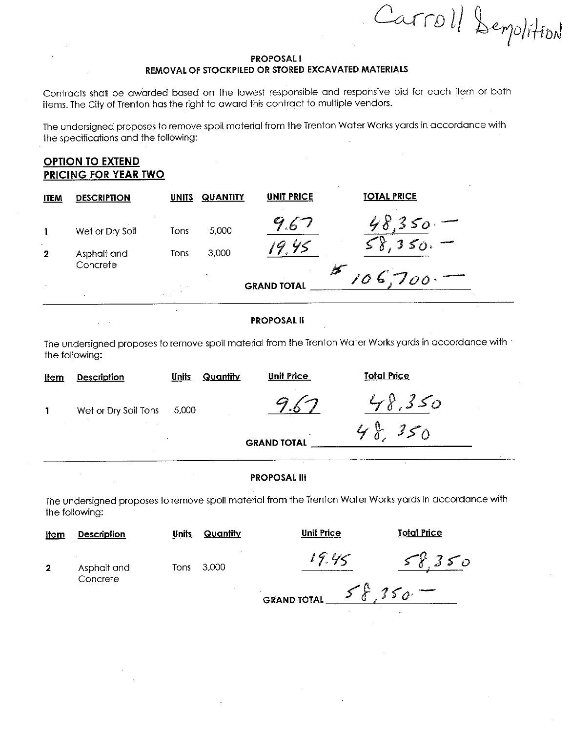Carroll Demolition

## PROPOSAL I
## REMOVAL OF STOCKPILED OR STORED EXCAVATED MATERIALS

Contracts shall be awarded based on the lowest responsible and responsive bid for each item or both items. The City of Trenton has the right to award this contract to multiple vendors.

The undersigned proposes to remove spoil material from the Trenton Water Works yards in accordance with the specifications and the following:

### OPTION TO EXTEND PRICING FOR YEAR TWO

| ITEM | DESCRIPTION | UNITS | QUANTITY | UNIT PRICE | TOTAL PRICE |
|---|---|---|---|---|---|
| 1 | Wet or Dry Soil | Tons | 5,000 | 9.67 | 48,350.— |
| 2 | Asphalt and Concrete | Tons | 3,000 | 19.45 | 58,350.— |
| | | | | GRAND TOTAL | $106,700.— |

## PROPOSAL II

The undersigned proposes to remove spoil material from the Trenton Water Works yards in accordance with the following:

| Item | Description | Units | Quantity | Unit Price | Total Price |
|---|---|---|---|---|---|
| 1 | Wet or Dry Soil Tons | 5,000 | | 9.67 | 48,350 |
| | | | | GRAND TOTAL | 48,350 |

## PROPOSAL III

The undersigned proposes to remove spoil material from the Trenton Water Works yards in accordance with the following:

| Item | Description | Units | Quantity | Unit Price | Total Price |
|---|---|---|---|---|---|
| 2 | Asphalt and Concrete | Tons | 3,000 | 19.45 | 58,350 |
| | | | | GRAND TOTAL | 58,350.— |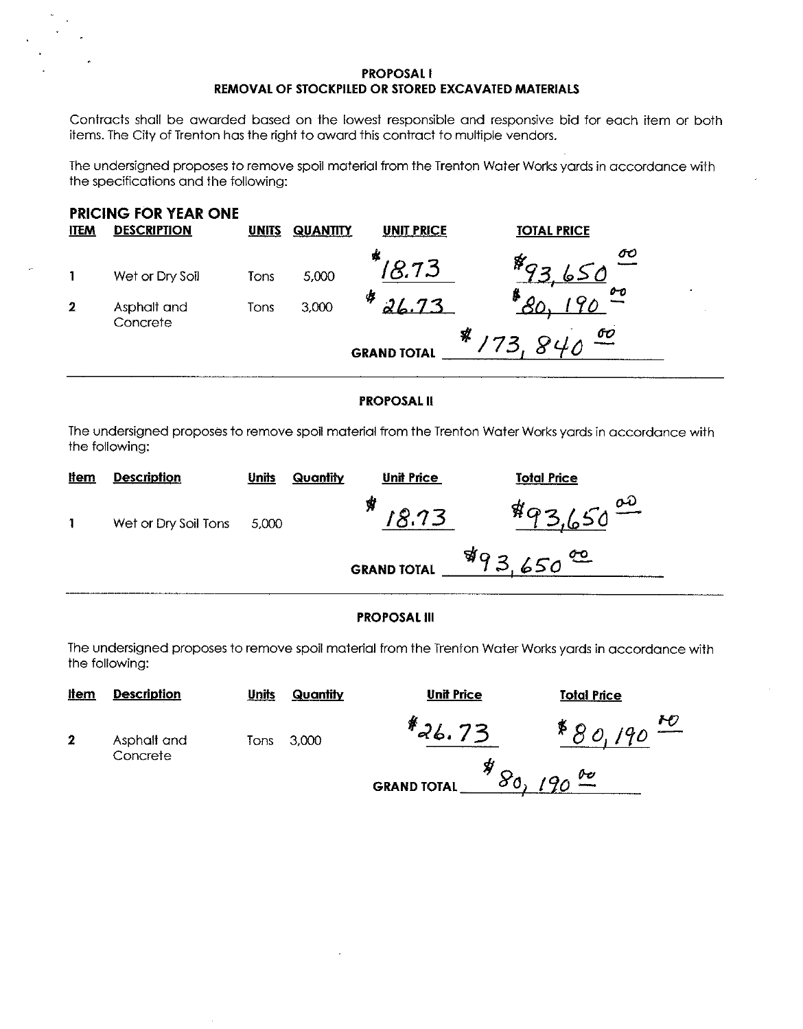## PROPOSAL I
## REMOVAL OF STOCKPILED OR STORED EXCAVATED MATERIALS

Contracts shall be awarded based on the lowest responsible and responsive bid for each item or both items. The City of Trenton has the right to award this contract to multiple vendors.

The undersigned proposes to remove spoil material from the Trenton Water Works yards in accordance with the specifications and the following:

### PRICING FOR YEAR ONE

| ITEM | DESCRIPTION | UNITS | QUANTITY | UNIT PRICE | TOTAL PRICE |
|---|---|---|---|---|---|
| 1 | Wet or Dry Soil | Tons | 5,000 | $18.73 | $93,650.00 |
| 2 | Asphalt and Concrete | Tons | 3,000 | $26.73 | $80,190.00 |
| | | | | **GRAND TOTAL** | $173,840.00 |

---

## PROPOSAL II

The undersigned proposes to remove spoil material from the Trenton Water Works yards in accordance with the following:

| Item | Description | Units | Quantity | Unit Price | Total Price |
|---|---|---|---|---|---|
| 1 | Wet or Dry Soil | Tons | 5,000 | $18.73 | $93,650.00 |
| | | | | **GRAND TOTAL** | $93,650.00 |

---

## PROPOSAL III

The undersigned proposes to remove spoil material from the Trenton Water Works yards in accordance with the following:

| Item | Description | Units | Quantity | Unit Price | Total Price |
|---|---|---|---|---|---|
| 2 | Asphalt and Concrete | Tons | 3,000 | $26.73 | $80,190.00 |
| | | | | **GRAND TOTAL** | $80,190.00 |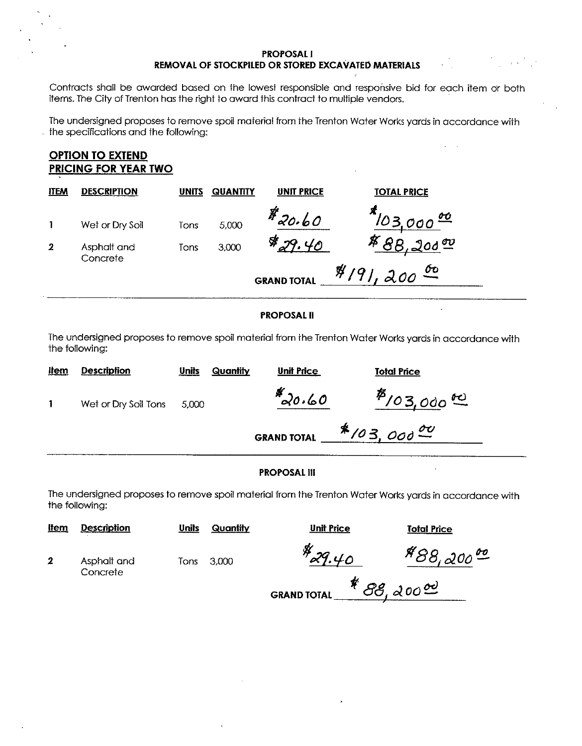**PROPOSAL I**
**REMOVAL OF STOCKPILED OR STORED EXCAVATED MATERIALS**

Contracts shall be awarded based on the lowest responsible and responsive bid for each item or both items. The City of Trenton has the right to award this contract to multiple vendors.

The undersigned proposes to remove spoil material from the Trenton Water Works yards in accordance with the specifications and the following:

## OPTION TO EXTEND PRICING FOR YEAR TWO

| ITEM | DESCRIPTION | UNITS | QUANTITY | UNIT PRICE | TOTAL PRICE |
|---|---|---|---|---|---|
| 1 | Wet or Dry Soil | Tons | 5,000 | $20.60 | $103,000.00 |
| 2 | Asphalt and Concrete | Tons | 3,000 | $29.40 | $88,200.00 |
| | | | | GRAND TOTAL | $191,200.00 |

---

**PROPOSAL II**

The undersigned proposes to remove spoil material from the Trenton Water Works yards in accordance with the following:

| Item | Description | Units | Quantity | Unit Price | Total Price |
|---|---|---|---|---|---|
| 1 | Wet or Dry Soil | Tons | 5,000 | $20.60 | $103,000.00 |
| | | | | GRAND TOTAL | $103,000.00 |

---

**PROPOSAL III**

The undersigned proposes to remove spoil material from the Trenton Water Works yards in accordance with the following:

| Item | Description | Units | Quantity | Unit Price | Total Price |
|---|---|---|---|---|---|
| 2 | Asphalt and Concrete | Tons | 3,000 | $29.40 | $88,200.00 |
| | | | | GRAND TOTAL | $88,200.00 |